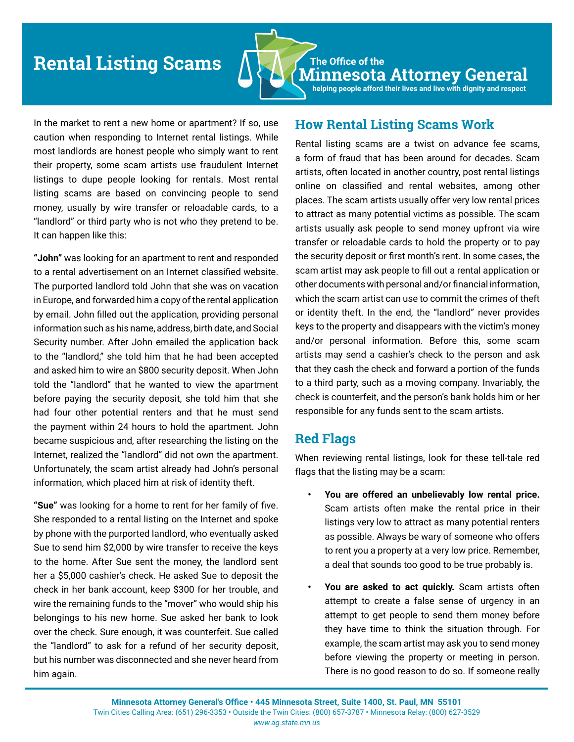# Rental Listing Scams

The Office of the **Minnesota Attorney General**
helping people afford their lives and live with dignity and respect

In the market to rent a new home or apartment? If so, use caution when responding to Internet rental listings. While most landlords are honest people who simply want to rent their property, some scam artists use fraudulent Internet listings to dupe people looking for rentals. Most rental listing scams are based on convincing people to send money, usually by wire transfer or reloadable cards, to a "landlord" or third party who is not who they pretend to be. It can happen like this:

**"John"** was looking for an apartment to rent and responded to a rental advertisement on an Internet classified website. The purported landlord told John that she was on vacation in Europe, and forwarded him a copy of the rental application by email. John filled out the application, providing personal information such as his name, address, birth date, and Social Security number. After John emailed the application back to the "landlord," she told him that he had been accepted and asked him to wire an $800 security deposit. When John told the "landlord" that he wanted to view the apartment before paying the security deposit, she told him that she had four other potential renters and that he must send the payment within 24 hours to hold the apartment. John became suspicious and, after researching the listing on the Internet, realized the "landlord" did not own the apartment. Unfortunately, the scam artist already had John's personal information, which placed him at risk of identity theft.

**"Sue"** was looking for a home to rent for her family of five. She responded to a rental listing on the Internet and spoke by phone with the purported landlord, who eventually asked Sue to send him $2,000 by wire transfer to receive the keys to the home. After Sue sent the money, the landlord sent her a $5,000 cashier's check. He asked Sue to deposit the check in her bank account, keep $300 for her trouble, and wire the remaining funds to the "mover" who would ship his belongings to his new home. Sue asked her bank to look over the check. Sure enough, it was counterfeit. Sue called the "landlord" to ask for a refund of her security deposit, but his number was disconnected and she never heard from him again.

## How Rental Listing Scams Work

Rental listing scams are a twist on advance fee scams, a form of fraud that has been around for decades. Scam artists, often located in another country, post rental listings online on classified and rental websites, among other places. The scam artists usually offer very low rental prices to attract as many potential victims as possible. The scam artists usually ask people to send money upfront via wire transfer or reloadable cards to hold the property or to pay the security deposit or first month's rent. In some cases, the scam artist may ask people to fill out a rental application or other documents with personal and/or financial information, which the scam artist can use to commit the crimes of theft or identity theft. In the end, the "landlord" never provides keys to the property and disappears with the victim's money and/or personal information. Before this, some scam artists may send a cashier's check to the person and ask that they cash the check and forward a portion of the funds to a third party, such as a moving company. Invariably, the check is counterfeit, and the person's bank holds him or her responsible for any funds sent to the scam artists.

## Red Flags

When reviewing rental listings, look for these tell-tale red flags that the listing may be a scam:

- **You are offered an unbelievably low rental price.** Scam artists often make the rental price in their listings very low to attract as many potential renters as possible. Always be wary of someone who offers to rent you a property at a very low price. Remember, a deal that sounds too good to be true probably is.
- **You are asked to act quickly.** Scam artists often attempt to create a false sense of urgency in an attempt to get people to send them money before they have time to think the situation through. For example, the scam artist may ask you to send money before viewing the property or meeting in person. There is no good reason to do so. If someone really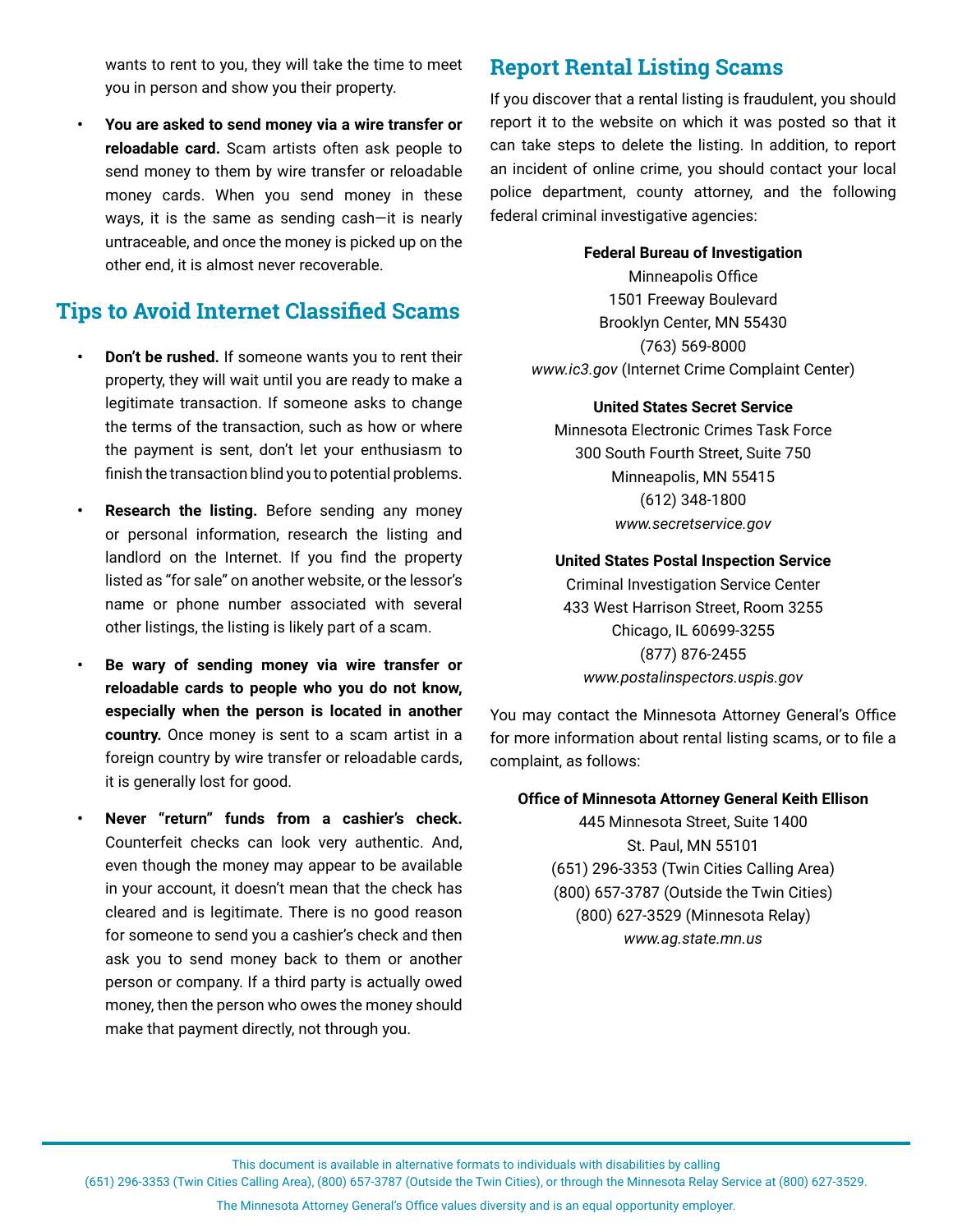wants to rent to you, they will take the time to meet you in person and show you their property.

- **You are asked to send money via a wire transfer or reloadable card.** Scam artists often ask people to send money to them by wire transfer or reloadable money cards. When you send money in these ways, it is the same as sending cash—it is nearly untraceable, and once the money is picked up on the other end, it is almost never recoverable.

## Tips to Avoid Internet Classified Scams

- **Don't be rushed.** If someone wants you to rent their property, they will wait until you are ready to make a legitimate transaction. If someone asks to change the terms of the transaction, such as how or where the payment is sent, don't let your enthusiasm to finish the transaction blind you to potential problems.
- **Research the listing.** Before sending any money or personal information, research the listing and landlord on the Internet. If you find the property listed as "for sale" on another website, or the lessor's name or phone number associated with several other listings, the listing is likely part of a scam.
- **Be wary of sending money via wire transfer or reloadable cards to people who you do not know, especially when the person is located in another country.** Once money is sent to a scam artist in a foreign country by wire transfer or reloadable cards, it is generally lost for good.
- **Never "return" funds from a cashier's check.** Counterfeit checks can look very authentic. And, even though the money may appear to be available in your account, it doesn't mean that the check has cleared and is legitimate. There is no good reason for someone to send you a cashier's check and then ask you to send money back to them or another person or company. If a third party is actually owed money, then the person who owes the money should make that payment directly, not through you.

## Report Rental Listing Scams

If you discover that a rental listing is fraudulent, you should report it to the website on which it was posted so that it can take steps to delete the listing. In addition, to report an incident of online crime, you should contact your local police department, county attorney, and the following federal criminal investigative agencies:

**Federal Bureau of Investigation**
Minneapolis Office
1501 Freeway Boulevard
Brooklyn Center, MN 55430
(763) 569-8000
*www.ic3.gov* (Internet Crime Complaint Center)

**United States Secret Service**
Minnesota Electronic Crimes Task Force
300 South Fourth Street, Suite 750
Minneapolis, MN 55415
(612) 348-1800
*www.secretservice.gov*

**United States Postal Inspection Service**
Criminal Investigation Service Center
433 West Harrison Street, Room 3255
Chicago, IL 60699-3255
(877) 876-2455
*www.postalinspectors.uspis.gov*

You may contact the Minnesota Attorney General's Office for more information about rental listing scams, or to file a complaint, as follows:

**Office of Minnesota Attorney General Keith Ellison**
445 Minnesota Street, Suite 1400
St. Paul, MN 55101
(651) 296-3353 (Twin Cities Calling Area)
(800) 657-3787 (Outside the Twin Cities)
(800) 627-3529 (Minnesota Relay)
*www.ag.state.mn.us*

This document is available in alternative formats to individuals with disabilities by calling (651) 296-3353 (Twin Cities Calling Area), (800) 657-3787 (Outside the Twin Cities), or through the Minnesota Relay Service at (800) 627-3529.

The Minnesota Attorney General's Office values diversity and is an equal opportunity employer.